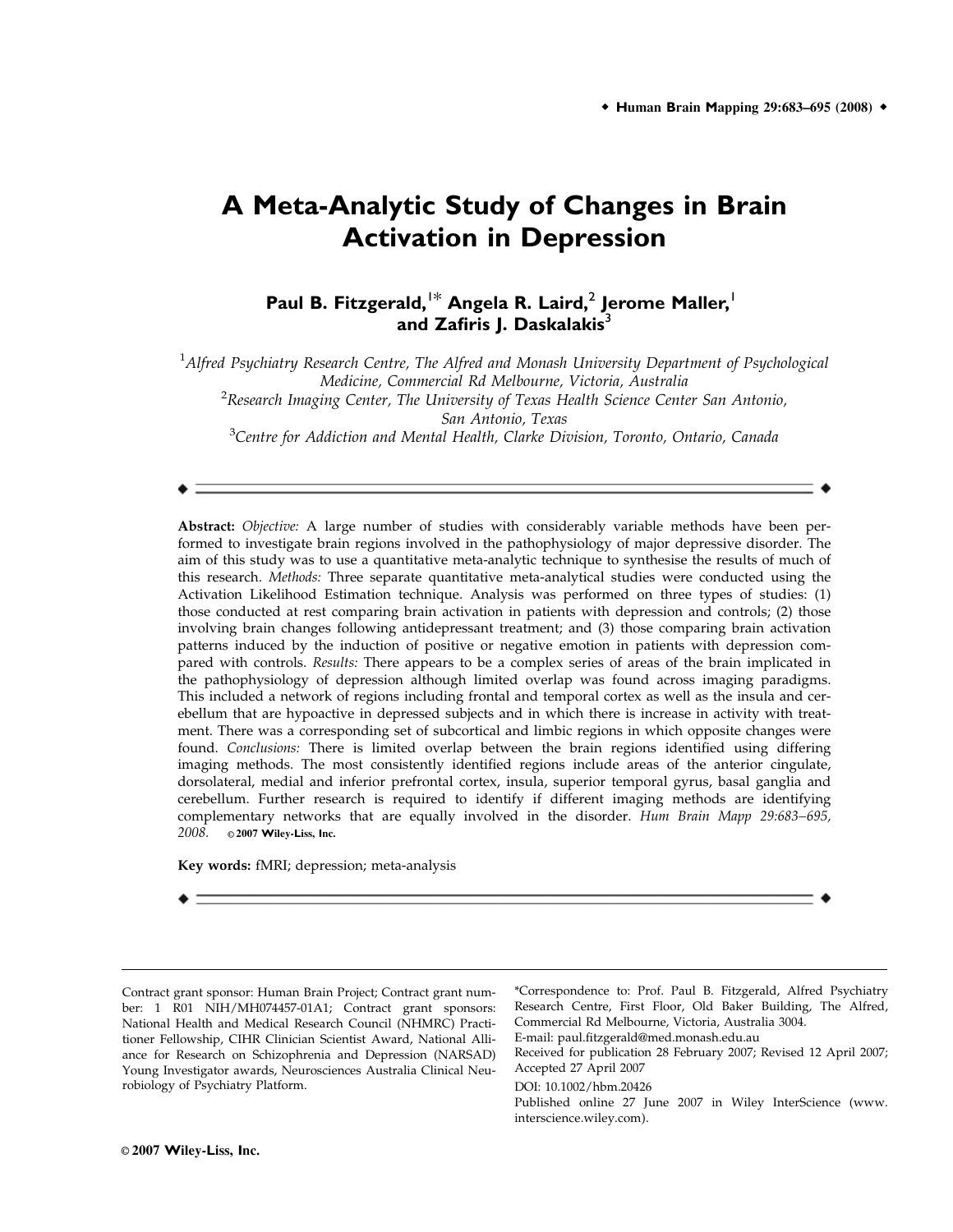# A Meta-Analytic Study of Changes in Brain Activation in Depression

**Paul B. Fitzgerald,[1]* Angela R. Laird,[2] Jerome Maller,[1] and Zafiris J. Daskalakis[3]**

[1]*Alfred Psychiatry Research Centre, The Alfred and Monash University Department of Psychological Medicine, Commercial Rd Melbourne, Victoria, Australia*

[2]*Research Imaging Center, The University of Texas Health Science Center San Antonio, San Antonio, Texas*

[3]*Centre for Addiction and Mental Health, Clarke Division, Toronto, Ontario, Canada*

---

**Abstract:** *Objective:* A large number of studies with considerably variable methods have been performed to investigate brain regions involved in the pathophysiology of major depressive disorder. The aim of this study was to use a quantitative meta-analytic technique to synthesise the results of much of this research. *Methods:* Three separate quantitative meta-analytical studies were conducted using the Activation Likelihood Estimation technique. Analysis was performed on three types of studies: (1) those conducted at rest comparing brain activation in patients with depression and controls; (2) those involving brain changes following antidepressant treatment; and (3) those comparing brain activation patterns induced by the induction of positive or negative emotion in patients with depression compared with controls. *Results:* There appears to be a complex series of areas of the brain implicated in the pathophysiology of depression although limited overlap was found across imaging paradigms. This included a network of regions including frontal and temporal cortex as well as the insula and cerebellum that are hypoactive in depressed subjects and in which there is increase in activity with treatment. There was a corresponding set of subcortical and limbic regions in which opposite changes were found. *Conclusions:* There is limited overlap between the brain regions identified using differing imaging methods. The most consistently identified regions include areas of the anterior cingulate, dorsolateral, medial and inferior prefrontal cortex, insula, superior temporal gyrus, basal ganglia and cerebellum. Further research is required to identify if different imaging methods are identifying complementary networks that are equally involved in the disorder. *Hum Brain Mapp 29:683–695, 2008.* © **2007 Wiley-Liss, Inc.**

**Key words:** fMRI; depression; meta-analysis

---

Contract grant sponsor: Human Brain Project; Contract grant number: 1 R01 NIH/MH074457-01A1; Contract grant sponsors: National Health and Medical Research Council (NHMRC) Practitioner Fellowship, CIHR Clinician Scientist Award, National Alliance for Research on Schizophrenia and Depression (NARSAD) Young Investigator awards, Neurosciences Australia Clinical Neurobiology of Psychiatry Platform.

*Correspondence to: Prof. Paul B. Fitzgerald, Alfred Psychiatry Research Centre, First Floor, Old Baker Building, The Alfred, Commercial Rd Melbourne, Victoria, Australia 3004.
E-mail: paul.fitzgerald@med.monash.edu.au

Received for publication 28 February 2007; Revised 12 April 2007; Accepted 27 April 2007

DOI: 10.1002/hbm.20426

Published online 27 June 2007 in Wiley InterScience (www.interscience.wiley.com).

© **2007 Wiley-Liss, Inc.**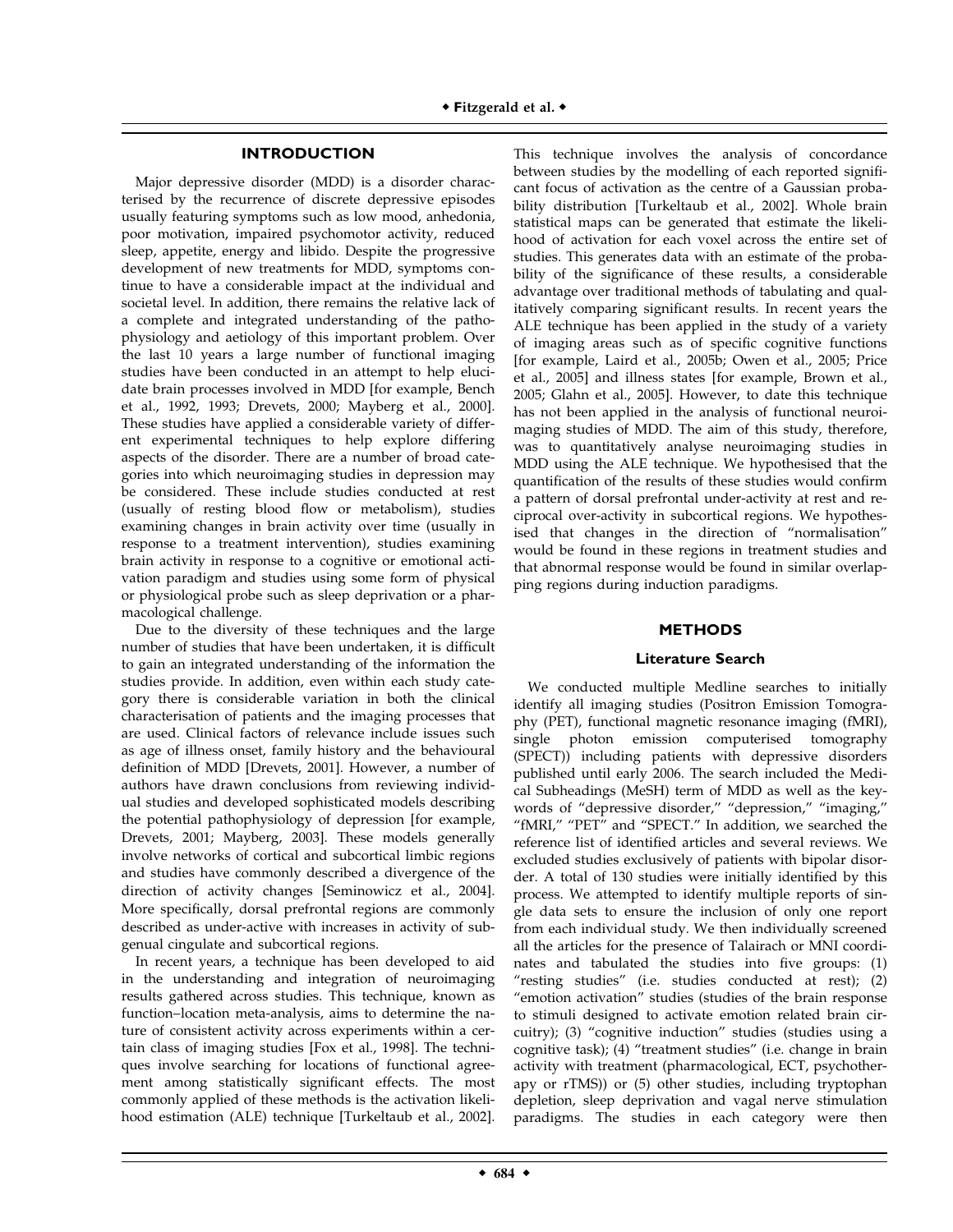## INTRODUCTION

Major depressive disorder (MDD) is a disorder characterised by the recurrence of discrete depressive episodes usually featuring symptoms such as low mood, anhedonia, poor motivation, impaired psychomotor activity, reduced sleep, appetite, energy and libido. Despite the progressive development of new treatments for MDD, symptoms continue to have a considerable impact at the individual and societal level. In addition, there remains the relative lack of a complete and integrated understanding of the pathophysiology and aetiology of this important problem. Over the last 10 years a large number of functional imaging studies have been conducted in an attempt to help elucidate brain processes involved in MDD [for example, Bench et al., 1992, 1993; Drevets, 2000; Mayberg et al., 2000]. These studies have applied a considerable variety of different experimental techniques to help explore differing aspects of the disorder. There are a number of broad categories into which neuroimaging studies in depression may be considered. These include studies conducted at rest (usually of resting blood flow or metabolism), studies examining changes in brain activity over time (usually in response to a treatment intervention), studies examining brain activity in response to a cognitive or emotional activation paradigm and studies using some form of physical or physiological probe such as sleep deprivation or a pharmacological challenge.

Due to the diversity of these techniques and the large number of studies that have been undertaken, it is difficult to gain an integrated understanding of the information the studies provide. In addition, even within each study category there is considerable variation in both the clinical characterisation of patients and the imaging processes that are used. Clinical factors of relevance include issues such as age of illness onset, family history and the behavioural definition of MDD [Drevets, 2001]. However, a number of authors have drawn conclusions from reviewing individual studies and developed sophisticated models describing the potential pathophysiology of depression [for example, Drevets, 2001; Mayberg, 2003]. These models generally involve networks of cortical and subcortical limbic regions and studies have commonly described a divergence of the direction of activity changes [Seminowicz et al., 2004]. More specifically, dorsal prefrontal regions are commonly described as under-active with increases in activity of subgenual cingulate and subcortical regions.

In recent years, a technique has been developed to aid in the understanding and integration of neuroimaging results gathered across studies. This technique, known as function–location meta-analysis, aims to determine the nature of consistent activity across experiments within a certain class of imaging studies [Fox et al., 1998]. The techniques involve searching for locations of functional agreement among statistically significant effects. The most commonly applied of these methods is the activation likelihood estimation (ALE) technique [Turkeltaub et al., 2002]. This technique involves the analysis of concordance between studies by the modelling of each reported significant focus of activation as the centre of a Gaussian probability distribution [Turkeltaub et al., 2002]. Whole brain statistical maps can be generated that estimate the likelihood of activation for each voxel across the entire set of studies. This generates data with an estimate of the probability of the significance of these results, a considerable advantage over traditional methods of tabulating and qualitatively comparing significant results. In recent years the ALE technique has been applied in the study of a variety of imaging areas such as of specific cognitive functions [for example, Laird et al., 2005b; Owen et al., 2005; Price et al., 2005] and illness states [for example, Brown et al., 2005; Glahn et al., 2005]. However, to date this technique has not been applied in the analysis of functional neuroimaging studies of MDD. The aim of this study, therefore, was to quantitatively analyse neuroimaging studies in MDD using the ALE technique. We hypothesised that the quantification of the results of these studies would confirm a pattern of dorsal prefrontal under-activity at rest and reciprocal over-activity in subcortical regions. We hypothesised that changes in the direction of "normalisation" would be found in these regions in treatment studies and that abnormal response would be found in similar overlapping regions during induction paradigms.

## METHODS

### Literature Search

We conducted multiple Medline searches to initially identify all imaging studies (Positron Emission Tomography (PET), functional magnetic resonance imaging (fMRI), single photon emission computerised tomography (SPECT)) including patients with depressive disorders published until early 2006. The search included the Medical Subheadings (MeSH) term of MDD as well as the keywords of "depressive disorder," "depression," "imaging," "fMRI," "PET" and "SPECT." In addition, we searched the reference list of identified articles and several reviews. We excluded studies exclusively of patients with bipolar disorder. A total of 130 studies were initially identified by this process. We attempted to identify multiple reports of single data sets to ensure the inclusion of only one report from each individual study. We then individually screened all the articles for the presence of Talairach or MNI coordinates and tabulated the studies into five groups: (1) "resting studies" (i.e. studies conducted at rest); (2) "emotion activation" studies (studies of the brain response to stimuli designed to activate emotion related brain circuitry); (3) "cognitive induction" studies (studies using a cognitive task); (4) "treatment studies" (i.e. change in brain activity with treatment (pharmacological, ECT, psychotherapy or rTMS)) or (5) other studies, including tryptophan depletion, sleep deprivation and vagal nerve stimulation paradigms. The studies in each category were then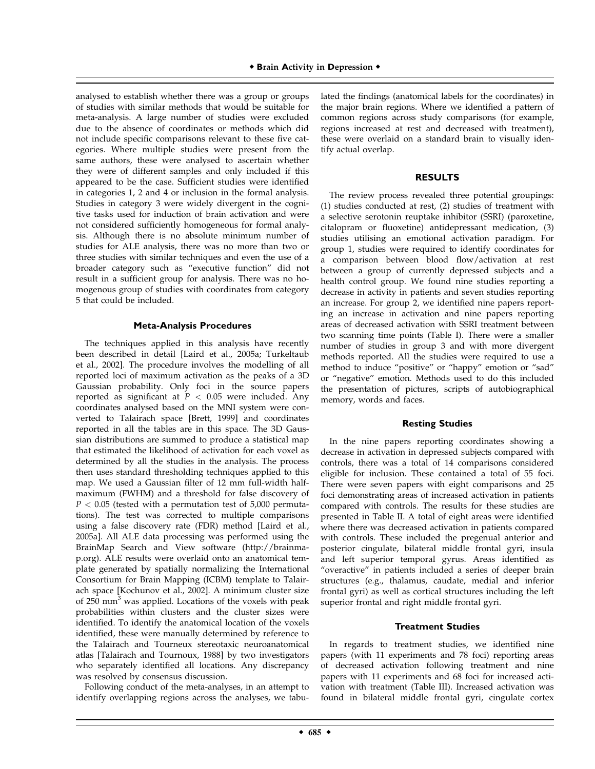analysed to establish whether there was a group or groups of studies with similar methods that would be suitable for meta-analysis. A large number of studies were excluded due to the absence of coordinates or methods which did not include specific comparisons relevant to these five categories. Where multiple studies were present from the same authors, these were analysed to ascertain whether they were of different samples and only included if this appeared to be the case. Sufficient studies were identified in categories 1, 2 and 4 or inclusion in the formal analysis. Studies in category 3 were widely divergent in the cognitive tasks used for induction of brain activation and were not considered sufficiently homogeneous for formal analysis. Although there is no absolute minimum number of studies for ALE analysis, there was no more than two or three studies with similar techniques and even the use of a broader category such as "executive function" did not result in a sufficient group for analysis. There was no homogenous group of studies with coordinates from category 5 that could be included.

### Meta-Analysis Procedures

The techniques applied in this analysis have recently been described in detail [Laird et al., 2005a; Turkeltaub et al., 2002]. The procedure involves the modelling of all reported loci of maximum activation as the peaks of a 3D Gaussian probability. Only foci in the source papers reported as significant at $P < 0.05$ were included. Any coordinates analysed based on the MNI system were converted to Talairach space [Brett, 1999] and coordinates reported in all the tables are in this space. The 3D Gaussian distributions are summed to produce a statistical map that estimated the likelihood of activation for each voxel as determined by all the studies in the analysis. The process then uses standard thresholding techniques applied to this map. We used a Gaussian filter of 12 mm full-width half-maximum (FWHM) and a threshold for false discovery of $P < 0.05$ (tested with a permutation test of 5,000 permutations). The test was corrected to multiple comparisons using a false discovery rate (FDR) method [Laird et al., 2005a]. All ALE data processing was performed using the BrainMap Search and View software (http://brainmap.org). ALE results were overlaid onto an anatomical template generated by spatially normalizing the International Consortium for Brain Mapping (ICBM) template to Talairach space [Kochunov et al., 2002]. A minimum cluster size of 250 mm$^3$ was applied. Locations of the voxels with peak probabilities within clusters and the cluster sizes were identified. To identify the anatomical location of the voxels identified, these were manually determined by reference to the Talairach and Tourneux stereotaxic neuroanatomical atlas [Talairach and Tournoux, 1988] by two investigators who separately identified all locations. Any discrepancy was resolved by consensus discussion.

Following conduct of the meta-analyses, in an attempt to identify overlapping regions across the analyses, we tabulated the findings (anatomical labels for the coordinates) in the major brain regions. Where we identified a pattern of common regions across study comparisons (for example, regions increased at rest and decreased with treatment), these were overlaid on a standard brain to visually identify actual overlap.

## RESULTS

The review process revealed three potential groupings: (1) studies conducted at rest, (2) studies of treatment with a selective serotonin reuptake inhibitor (SSRI) (paroxetine, citalopram or fluoxetine) antidepressant medication, (3) studies utilising an emotional activation paradigm. For group 1, studies were required to identify coordinates for a comparison between blood flow/activation at rest between a group of currently depressed subjects and a health control group. We found nine studies reporting a decrease in activity in patients and seven studies reporting an increase. For group 2, we identified nine papers reporting an increase in activation and nine papers reporting areas of decreased activation with SSRI treatment between two scanning time points (Table I). There were a smaller number of studies in group 3 and with more divergent methods reported. All the studies were required to use a method to induce "positive" or "happy" emotion or "sad" or "negative" emotion. Methods used to do this included the presentation of pictures, scripts of autobiographical memory, words and faces.

### Resting Studies

In the nine papers reporting coordinates showing a decrease in activation in depressed subjects compared with controls, there was a total of 14 comparisons considered eligible for inclusion. These contained a total of 55 foci. There were seven papers with eight comparisons and 25 foci demonstrating areas of increased activation in patients compared with controls. The results for these studies are presented in Table II. A total of eight areas were identified where there was decreased activation in patients compared with controls. These included the pregenual anterior and posterior cingulate, bilateral middle frontal gyri, insula and left superior temporal gyrus. Areas identified as "overactive" in patients included a series of deeper brain structures (e.g., thalamus, caudate, medial and inferior frontal gyri) as well as cortical structures including the left superior frontal and right middle frontal gyri.

### Treatment Studies

In regards to treatment studies, we identified nine papers (with 11 experiments and 78 foci) reporting areas of decreased activation following treatment and nine papers with 11 experiments and 68 foci for increased activation with treatment (Table III). Increased activation was found in bilateral middle frontal gyri, cingulate cortex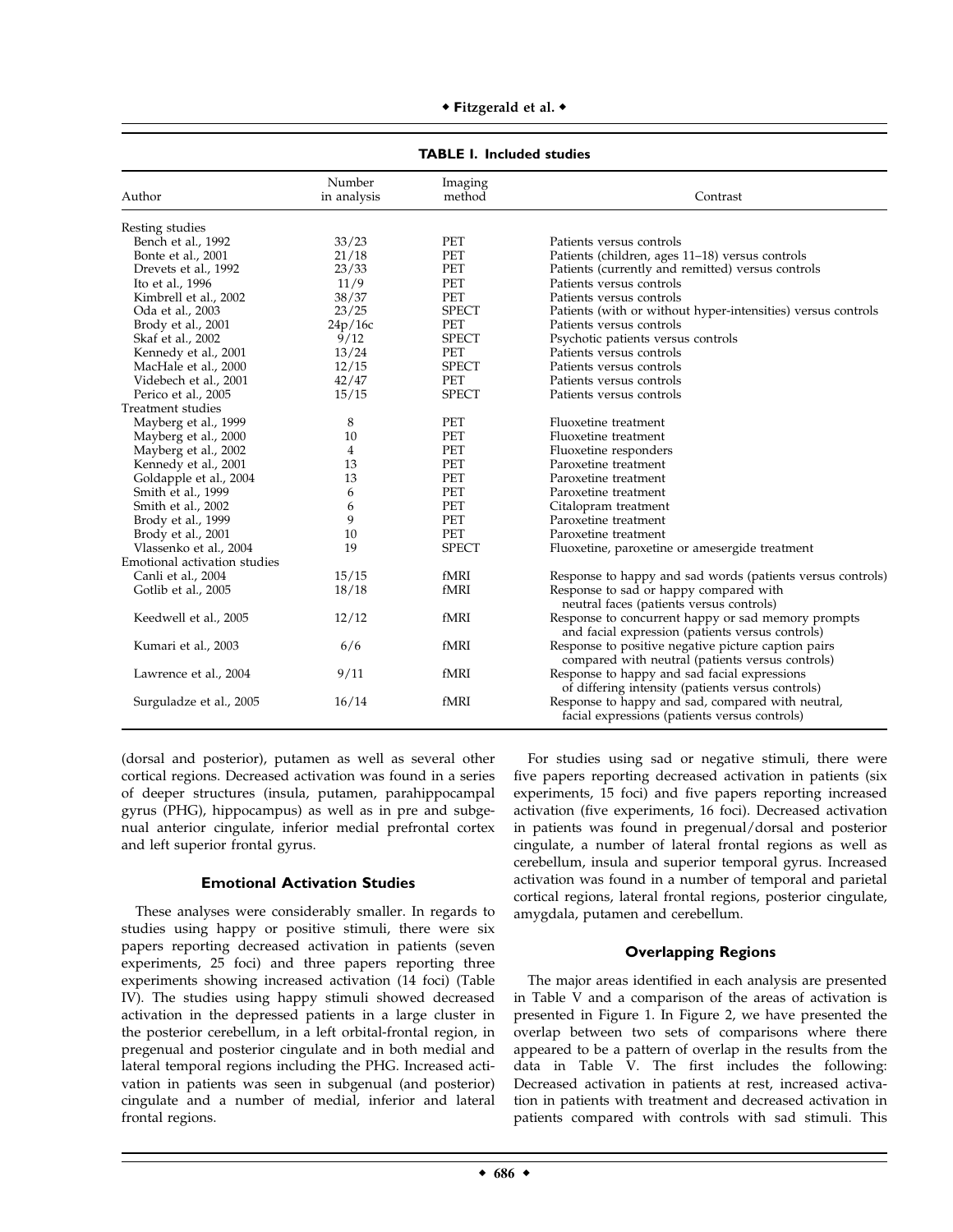**TABLE I. Included studies**

| Author | Number in analysis | Imaging method | Contrast |
|---|---|---|---|
| Resting studies | | | |
| Bench et al., 1992 | 33/23 | PET | Patients versus controls |
| Bonte et al., 2001 | 21/18 | PET | Patients (children, ages 11–18) versus controls |
| Drevets et al., 1992 | 23/33 | PET | Patients (currently and remitted) versus controls |
| Ito et al., 1996 | 11/9 | PET | Patients versus controls |
| Kimbrell et al., 2002 | 38/37 | PET | Patients versus controls |
| Oda et al., 2003 | 23/25 | SPECT | Patients (with or without hyper-intensities) versus controls |
| Brody et al., 2001 | 24p/16c | PET | Patients versus controls |
| Skaf et al., 2002 | 9/12 | SPECT | Psychotic patients versus controls |
| Kennedy et al., 2001 | 13/24 | PET | Patients versus controls |
| MacHale et al., 2000 | 12/15 | SPECT | Patients versus controls |
| Videbech et al., 2001 | 42/47 | PET | Patients versus controls |
| Perico et al., 2005 | 15/15 | SPECT | Patients versus controls |
| Treatment studies | | | |
| Mayberg et al., 1999 | 8 | PET | Fluoxetine treatment |
| Mayberg et al., 2000 | 10 | PET | Fluoxetine treatment |
| Mayberg et al., 2002 | 4 | PET | Fluoxetine responders |
| Kennedy et al., 2001 | 13 | PET | Paroxetine treatment |
| Goldapple et al., 2004 | 13 | PET | Paroxetine treatment |
| Smith et al., 1999 | 6 | PET | Paroxetine treatment |
| Smith et al., 2002 | 6 | PET | Citalopram treatment |
| Brody et al., 1999 | 9 | PET | Paroxetine treatment |
| Brody et al., 2001 | 10 | PET | Paroxetine treatment |
| Vlassenko et al., 2004 | 19 | SPECT | Fluoxetine, paroxetine or amesergide treatment |
| Emotional activation studies | | | |
| Canli et al., 2004 | 15/15 | fMRI | Response to happy and sad words (patients versus controls) |
| Gotlib et al., 2005 | 18/18 | fMRI | Response to sad or happy compared with neutral faces (patients versus controls) |
| Keedwell et al., 2005 | 12/12 | fMRI | Response to concurrent happy or sad memory prompts and facial expression (patients versus controls) |
| Kumari et al., 2003 | 6/6 | fMRI | Response to positive negative picture caption pairs compared with neutral (patients versus controls) |
| Lawrence et al., 2004 | 9/11 | fMRI | Response to happy and sad facial expressions of differing intensity (patients versus controls) |
| Surguladze et al., 2005 | 16/14 | fMRI | Response to happy and sad, compared with neutral, facial expressions (patients versus controls) |

(dorsal and posterior), putamen as well as several other cortical regions. Decreased activation was found in a series of deeper structures (insula, putamen, parahippocampal gyrus (PHG), hippocampus) as well as in pre and subgenual anterior cingulate, inferior medial prefrontal cortex and left superior frontal gyrus.

### Emotional Activation Studies

These analyses were considerably smaller. In regards to studies using happy or positive stimuli, there were six papers reporting decreased activation in patients (seven experiments, 25 foci) and three papers reporting three experiments showing increased activation (14 foci) (Table IV). The studies using happy stimuli showed decreased activation in the depressed patients in a large cluster in the posterior cerebellum, in a left orbital-frontal region, in pregenual and posterior cingulate and in both medial and lateral temporal regions including the PHG. Increased activation in patients was seen in subgenual (and posterior) cingulate and a number of medial, inferior and lateral frontal regions.

For studies using sad or negative stimuli, there were five papers reporting decreased activation in patients (six experiments, 15 foci) and five papers reporting increased activation (five experiments, 16 foci). Decreased activation in patients was found in pregenual/dorsal and posterior cingulate, a number of lateral frontal regions as well as cerebellum, insula and superior temporal gyrus. Increased activation was found in a number of temporal and parietal cortical regions, lateral frontal regions, posterior cingulate, amygdala, putamen and cerebellum.

### Overlapping Regions

The major areas identified in each analysis are presented in Table V and a comparison of the areas of activation is presented in Figure 1. In Figure 2, we have presented the overlap between two sets of comparisons where there appeared to be a pattern of overlap in the results from the data in Table V. The first includes the following: Decreased activation in patients at rest, increased activation in patients with treatment and decreased activation in patients compared with controls with sad stimuli. This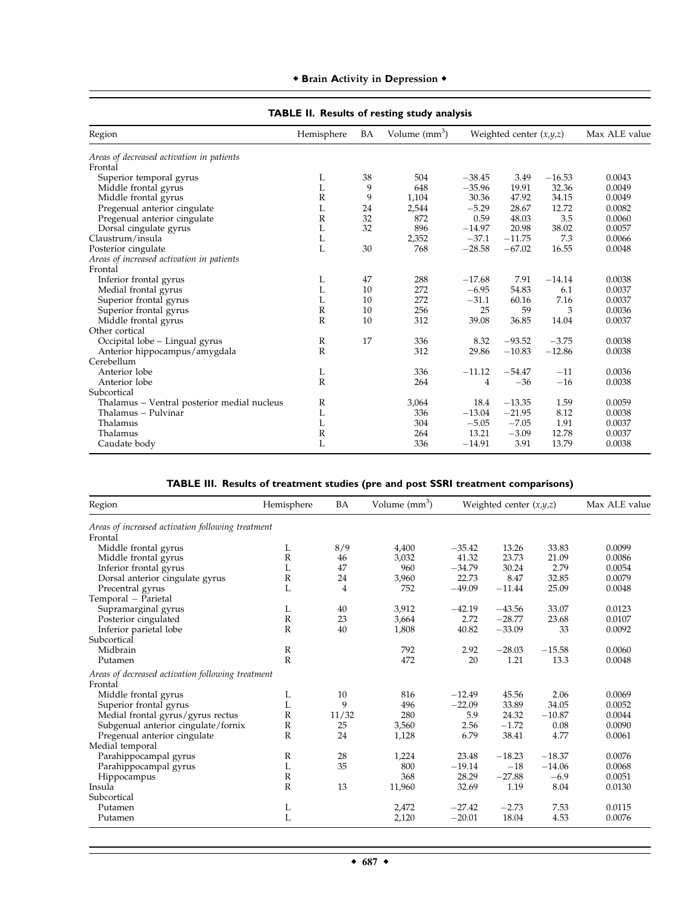**TABLE II. Results of resting study analysis**

| Region | Hemisphere | BA | Volume (mm$^3$) | Weighted center (x,y,z) | | | Max ALE value |
|---|---|---|---|---|---|---|---|
| *Areas of decreased activation in patients* | | | | | | | |
| Frontal | | | | | | | |
| Superior temporal gyrus | L | 38 | 504 | −38.45 | 3.49 | −16.53 | 0.0043 |
| Middle frontal gyrus | L | 9 | 648 | −35.96 | 19.91 | 32.36 | 0.0049 |
| Middle frontal gyrus | R | 9 | 1,104 | 30.36 | 47.92 | 34.15 | 0.0049 |
| Pregenual anterior cingulate | L | 24 | 2,544 | −5.29 | 28.67 | 12.72 | 0.0082 |
| Pregenual anterior cingulate | R | 32 | 872 | 0.59 | 48.03 | 3.5 | 0.0060 |
| Dorsal cingulate gyrus | L | 32 | 896 | −14.97 | 20.98 | 38.02 | 0.0057 |
| Claustrum/insula | L | | 2,352 | −37.1 | −11.75 | 7.3 | 0.0066 |
| Posterior cingulate | L | 30 | 768 | −28.58 | −67.02 | 16.55 | 0.0048 |
| *Areas of increased activation in patients* | | | | | | | |
| Frontal | | | | | | | |
| Inferior frontal gyrus | L | 47 | 288 | −17.68 | 7.91 | −14.14 | 0.0038 |
| Medial frontal gyrus | L | 10 | 272 | −6.95 | 54.83 | 6.1 | 0.0037 |
| Superior frontal gyrus | L | 10 | 272 | −31.1 | 60.16 | 7.16 | 0.0037 |
| Superior frontal gyrus | R | 10 | 256 | 25 | 59 | 3 | 0.0036 |
| Middle frontal gyrus | R | 10 | 312 | 39.08 | 36.85 | 14.04 | 0.0037 |
| Other cortical | | | | | | | |
| Occipital lobe – Lingual gyrus | R | 17 | 336 | 8.32 | −93.52 | −3.75 | 0.0038 |
| Anterior hippocampus/amygdala | R | | 312 | 29.86 | −10.83 | −12.86 | 0.0038 |
| Cerebellum | | | | | | | |
| Anterior lobe | L | | 336 | −11.12 | −54.47 | −11 | 0.0036 |
| Anterior lobe | R | | 264 | 4 | −36 | −16 | 0.0038 |
| Subcortical | | | | | | | |
| Thalamus – Ventral posterior medial nucleus | R | | 3,064 | 18.4 | −13.35 | 1.59 | 0.0059 |
| Thalamus – Pulvinar | L | | 336 | −13.04 | −21.95 | 8.12 | 0.0038 |
| Thalamus | L | | 304 | −5.05 | −7.05 | 1.91 | 0.0037 |
| Thalamus | R | | 264 | 13.21 | −3.09 | 12.78 | 0.0037 |
| Caudate body | L | | 336 | −14.91 | 3.91 | 13.79 | 0.0038 |

**TABLE III. Results of treatment studies (pre and post SSRI treatment comparisons)**

| Region | Hemisphere | BA | Volume (mm$^3$) | Weighted center (x,y,z) | | | Max ALE value |
|---|---|---|---|---|---|---|---|
| *Areas of increased activation following treatment* | | | | | | | |
| Frontal | | | | | | | |
| Middle frontal gyrus | L | 8/9 | 4,400 | −35.42 | 13.26 | 33.83 | 0.0099 |
| Middle frontal gyrus | R | 46 | 3,032 | 41.32 | 23.73 | 21.09 | 0.0086 |
| Inferior frontal gyrus | L | 47 | 960 | −34.79 | 30.24 | 2.79 | 0.0054 |
| Dorsal anterior cingulate gyrus | R | 24 | 3,960 | 22.73 | 8.47 | 32.85 | 0.0079 |
| Precentral gyrus | L | 4 | 752 | −49.09 | −11.44 | 25.09 | 0.0048 |
| Temporal – Parietal | | | | | | | |
| Supramarginal gyrus | L | 40 | 3,912 | −42.19 | −43.56 | 33.07 | 0.0123 |
| Posterior cingulated | R | 23 | 3,664 | 2.72 | −28.77 | 23.68 | 0.0107 |
| Inferior parietal lobe | R | 40 | 1,808 | 40.82 | −33.09 | 33 | 0.0092 |
| Subcortical | | | | | | | |
| Midbrain | R | | 792 | 2.92 | −28.03 | −15.58 | 0.0060 |
| Putamen | R | | 472 | 20 | 1.21 | 13.3 | 0.0048 |
| *Areas of decreased activation following treatment* | | | | | | | |
| Frontal | | | | | | | |
| Middle frontal gyrus | L | 10 | 816 | −12.49 | 45.56 | 2.06 | 0.0069 |
| Superior frontal gyrus | L | 9 | 496 | −22.09 | 33.89 | 34.05 | 0.0052 |
| Medial frontal gyrus/gyrus rectus | R | 11/32 | 280 | 5.9 | 24.32 | −10.87 | 0.0044 |
| Subgenual anterior cingulate/fornix | R | 25 | 3,560 | 2.56 | −1.72 | 0.08 | 0.0090 |
| Pregenual anterior cingulate | R | 24 | 1,128 | 6.79 | 38.41 | 4.77 | 0.0061 |
| Medial temporal | | | | | | | |
| Parahippocampal gyrus | R | 28 | 1,224 | 23.48 | −18.23 | −18.37 | 0.0076 |
| Parahippocampal gyrus | L | 35 | 800 | −19.14 | −18 | −14.06 | 0.0068 |
| Hippocampus | R | | 368 | 28.29 | −27.88 | −6.9 | 0.0051 |
| Insula | R | 13 | 11,960 | 32.69 | 1.19 | 8.04 | 0.0130 |
| Subcortical | | | | | | | |
| Putamen | L | | 2,472 | −27.42 | −2.73 | 7.53 | 0.0115 |
| Putamen | L | | 2,120 | −20.01 | 18.04 | 4.53 | 0.0076 |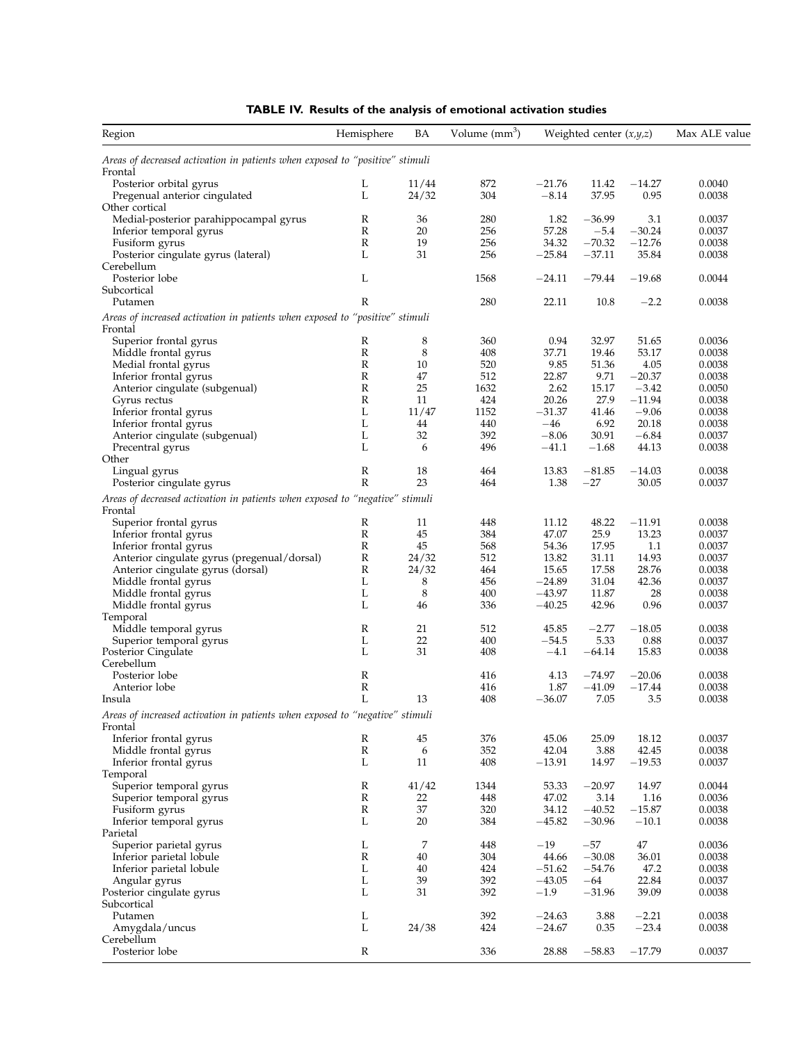**TABLE IV. Results of the analysis of emotional activation studies**

| Region | Hemisphere | BA | Volume (mm$^3$) | Weighted center (x,y,z) | | | Max ALE value |
|---|---|---|---|---|---|---|---|
| *Areas of decreased activation in patients when exposed to "positive" stimuli* | | | | | | | |
| Frontal | | | | | | | |
| Posterior orbital gyrus | L | 11/44 | 872 | −21.76 | 11.42 | −14.27 | 0.0040 |
| Pregenual anterior cingulated | L | 24/32 | 304 | −8.14 | 37.95 | 0.95 | 0.0038 |
| Other cortical | | | | | | | |
| Medial-posterior parahippocampal gyrus | R | 36 | 280 | 1.82 | −36.99 | 3.1 | 0.0037 |
| Inferior temporal gyrus | R | 20 | 256 | 57.28 | −5.4 | −30.24 | 0.0037 |
| Fusiform gyrus | R | 19 | 256 | 34.32 | −70.32 | −12.76 | 0.0038 |
| Posterior cingulate gyrus (lateral) | L | 31 | 256 | −25.84 | −37.11 | 35.84 | 0.0038 |
| Cerebellum | | | | | | | |
| Posterior lobe | L | | 1568 | −24.11 | −79.44 | −19.68 | 0.0044 |
| Subcortical | | | | | | | |
| Putamen | R | | 280 | 22.11 | 10.8 | −2.2 | 0.0038 |
| *Areas of increased activation in patients when exposed to "positive" stimuli* | | | | | | | |
| Frontal | | | | | | | |
| Superior frontal gyrus | R | 8 | 360 | 0.94 | 32.97 | 51.65 | 0.0036 |
| Middle frontal gyrus | R | 8 | 408 | 37.71 | 19.46 | 53.17 | 0.0038 |
| Medial frontal gyrus | R | 10 | 520 | 9.85 | 51.36 | 4.05 | 0.0038 |
| Inferior frontal gyrus | R | 47 | 512 | 22.87 | 9.71 | −20.37 | 0.0038 |
| Anterior cingulate (subgenual) | R | 25 | 1632 | 2.62 | 15.17 | −3.42 | 0.0050 |
| Gyrus rectus | R | 11 | 424 | 20.26 | 27.9 | −11.94 | 0.0038 |
| Inferior frontal gyrus | L | 11/47 | 1152 | −31.37 | 41.46 | −9.06 | 0.0038 |
| Inferior frontal gyrus | L | 44 | 440 | −46 | 6.92 | 20.18 | 0.0038 |
| Anterior cingulate (subgenual) | L | 32 | 392 | −8.06 | 30.91 | −6.84 | 0.0037 |
| Precentral gyrus | L | 6 | 496 | −41.1 | −1.68 | 44.13 | 0.0038 |
| Other | | | | | | | |
| Lingual gyrus | R | 18 | 464 | 13.83 | −81.85 | −14.03 | 0.0038 |
| Posterior cingulate gyrus | R | 23 | 464 | 1.38 | −27 | 30.05 | 0.0037 |
| *Areas of decreased activation in patients when exposed to "negative" stimuli* | | | | | | | |
| Frontal | | | | | | | |
| Superior frontal gyrus | R | 11 | 448 | 11.12 | 48.22 | −11.91 | 0.0038 |
| Inferior frontal gyrus | R | 45 | 384 | 47.07 | 25.9 | 13.23 | 0.0037 |
| Inferior frontal gyrus | R | 45 | 568 | 54.36 | 17.95 | 1.1 | 0.0037 |
| Anterior cingulate gyrus (pregenual/dorsal) | R | 24/32 | 512 | 13.82 | 31.11 | 14.93 | 0.0037 |
| Anterior cingulate gyrus (dorsal) | R | 24/32 | 464 | 15.65 | 17.58 | 28.76 | 0.0038 |
| Middle frontal gyrus | L | 8 | 456 | −24.89 | 31.04 | 42.36 | 0.0037 |
| Middle frontal gyrus | L | 8 | 400 | −43.97 | 11.87 | 28 | 0.0038 |
| Middle frontal gyrus | L | 46 | 336 | −40.25 | 42.96 | 0.96 | 0.0037 |
| Temporal | | | | | | | |
| Middle temporal gyrus | R | 21 | 512 | 45.85 | −2.77 | −18.05 | 0.0038 |
| Superior temporal gyrus | L | 22 | 400 | −54.5 | 5.33 | 0.88 | 0.0037 |
| Posterior Cingulate | L | 31 | 408 | −4.1 | −64.14 | 15.83 | 0.0038 |
| Cerebellum | | | | | | | |
| Posterior lobe | R | | 416 | 4.13 | −74.97 | −20.06 | 0.0038 |
| Anterior lobe | R | | 416 | 1.87 | −41.09 | −17.44 | 0.0038 |
| Insula | L | 13 | 408 | −36.07 | 7.05 | 3.5 | 0.0038 |
| *Areas of increased activation in patients when exposed to "negative" stimuli* | | | | | | | |
| Frontal | | | | | | | |
| Inferior frontal gyrus | R | 45 | 376 | 45.06 | 25.09 | 18.12 | 0.0037 |
| Middle frontal gyrus | R | 6 | 352 | 42.04 | 3.88 | 42.45 | 0.0038 |
| Inferior frontal gyrus | L | 11 | 408 | −13.91 | 14.97 | −19.53 | 0.0037 |
| Temporal | | | | | | | |
| Superior temporal gyrus | R | 41/42 | 1344 | 53.33 | −20.97 | 14.97 | 0.0044 |
| Superior temporal gyrus | R | 22 | 448 | 47.02 | 3.14 | 1.16 | 0.0036 |
| Fusiform gyrus | R | 37 | 320 | 34.12 | −40.52 | −15.87 | 0.0038 |
| Inferior temporal gyrus | L | 20 | 384 | −45.82 | −30.96 | −10.1 | 0.0038 |
| Parietal | | | | | | | |
| Superior parietal gyrus | L | 7 | 448 | −19 | −57 | 47 | 0.0036 |
| Inferior parietal lobule | R | 40 | 304 | 44.66 | −30.08 | 36.01 | 0.0038 |
| Inferior parietal lobule | L | 40 | 424 | −51.62 | −54.76 | 47.2 | 0.0038 |
| Angular gyrus | L | 39 | 392 | −43.05 | −64 | 22.84 | 0.0037 |
| Posterior cingulate gyrus | L | 31 | 392 | −1.9 | −31.96 | 39.09 | 0.0038 |
| Subcortical | | | | | | | |
| Putamen | L | | 392 | −24.63 | 3.88 | −2.21 | 0.0038 |
| Amygdala/uncus | L | 24/38 | 424 | −24.67 | 0.35 | −23.4 | 0.0038 |
| Cerebellum | | | | | | | |
| Posterior lobe | R | | 336 | 28.88 | −58.83 | −17.79 | 0.0037 |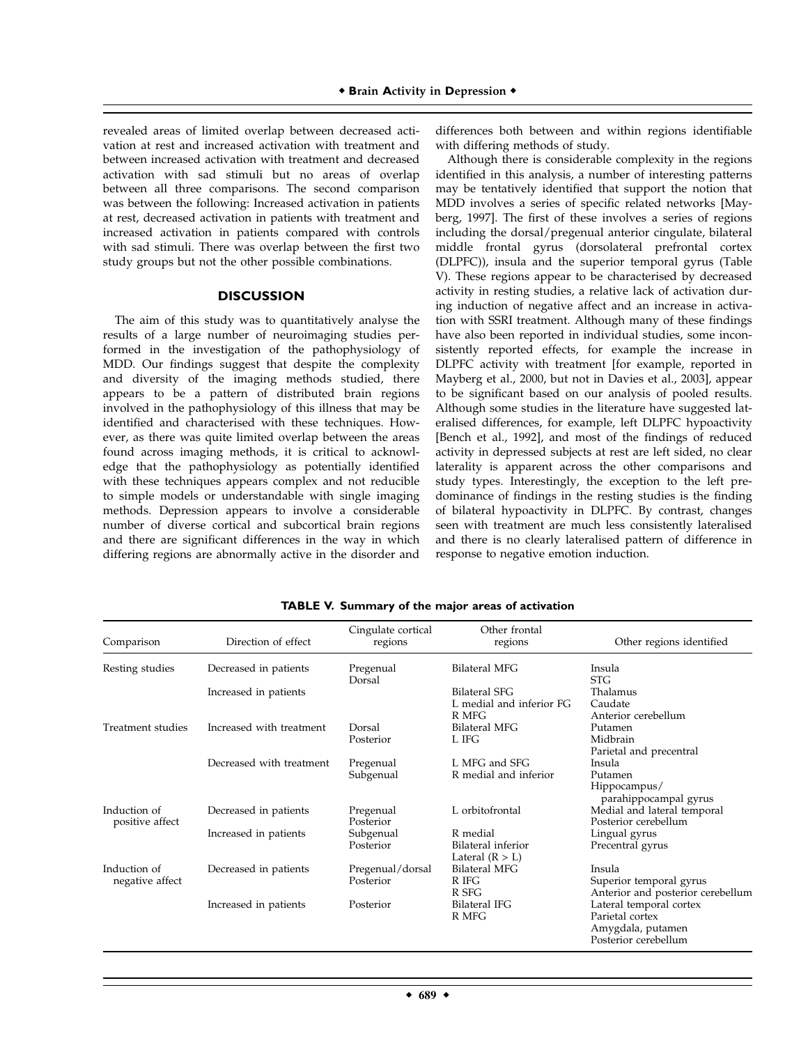revealed areas of limited overlap between decreased activation at rest and increased activation with treatment and between increased activation with treatment and decreased activation with sad stimuli but no areas of overlap between all three comparisons. The second comparison was between the following: Increased activation in patients at rest, decreased activation in patients with treatment and increased activation in patients compared with controls with sad stimuli. There was overlap between the first two study groups but not the other possible combinations.

## DISCUSSION

The aim of this study was to quantitatively analyse the results of a large number of neuroimaging studies performed in the investigation of the pathophysiology of MDD. Our findings suggest that despite the complexity and diversity of the imaging methods studied, there appears to be a pattern of distributed brain regions involved in the pathophysiology of this illness that may be identified and characterised with these techniques. However, as there was quite limited overlap between the areas found across imaging methods, it is critical to acknowledge that the pathophysiology as potentially identified with these techniques appears complex and not reducible to simple models or understandable with single imaging methods. Depression appears to involve a considerable number of diverse cortical and subcortical brain regions and there are significant differences in the way in which differing regions are abnormally active in the disorder and differences both between and within regions identifiable with differing methods of study.

Although there is considerable complexity in the regions identified in this analysis, a number of interesting patterns may be tentatively identified that support the notion that MDD involves a series of specific related networks [Mayberg, 1997]. The first of these involves a series of regions including the dorsal/pregenual anterior cingulate, bilateral middle frontal gyrus (dorsolateral prefrontal cortex (DLPFC)), insula and the superior temporal gyrus (Table V). These regions appear to be characterised by decreased activity in resting studies, a relative lack of activation during induction of negative affect and an increase in activation with SSRI treatment. Although many of these findings have also been reported in individual studies, some inconsistently reported effects, for example the increase in DLPFC activity with treatment [for example, reported in Mayberg et al., 2000, but not in Davies et al., 2003], appear to be significant based on our analysis of pooled results. Although some studies in the literature have suggested lateralised differences, for example, left DLPFC hypoactivity [Bench et al., 1992], and most of the findings of reduced activity in depressed subjects at rest are left sided, no clear laterality is apparent across the other comparisons and study types. Interestingly, the exception to the left predominance of findings in the resting studies is the finding of bilateral hypoactivity in DLPFC. By contrast, changes seen with treatment are much less consistently lateralised and there is no clearly lateralised pattern of difference in response to negative emotion induction.

**TABLE V. Summary of the major areas of activation**

| Comparison | Direction of effect | Cingulate cortical regions | Other frontal regions | Other regions identified |
|---|---|---|---|---|
| Resting studies | Decreased in patients | Pregenual<br>Dorsal | Bilateral MFG | Insula<br>STG |
| | Increased in patients | | Bilateral SFG<br>L medial and inferior FG<br>R MFG | Thalamus<br>Caudate<br>Anterior cerebellum |
| Treatment studies | Increased with treatment | Dorsal<br>Posterior | Bilateral MFG<br>L IFG | Putamen<br>Midbrain<br>Parietal and precentral |
| | Decreased with treatment | Pregenual<br>Subgenual | L MFG and SFG<br>R medial and inferior | Insula<br>Putamen<br>Hippocampus/parahippocampal gyrus |
| Induction of positive affect | Decreased in patients | Pregenual<br>Posterior | L orbitofrontal | Medial and lateral temporal<br>Posterior cerebellum |
| | Increased in patients | Subgenual<br>Posterior | R medial<br>Bilateral inferior<br>Lateral (R > L) | Lingual gyrus<br>Precentral gyrus |
| Induction of negative affect | Decreased in patients | Pregenual/dorsal<br>Posterior | Bilateral MFG<br>R IFG<br>R SFG | Insula<br>Superior temporal gyrus<br>Anterior and posterior cerebellum |
| | Increased in patients | Posterior | Bilateral IFG<br>R MFG | Lateral temporal cortex<br>Parietal cortex<br>Amygdala, putamen<br>Posterior cerebellum |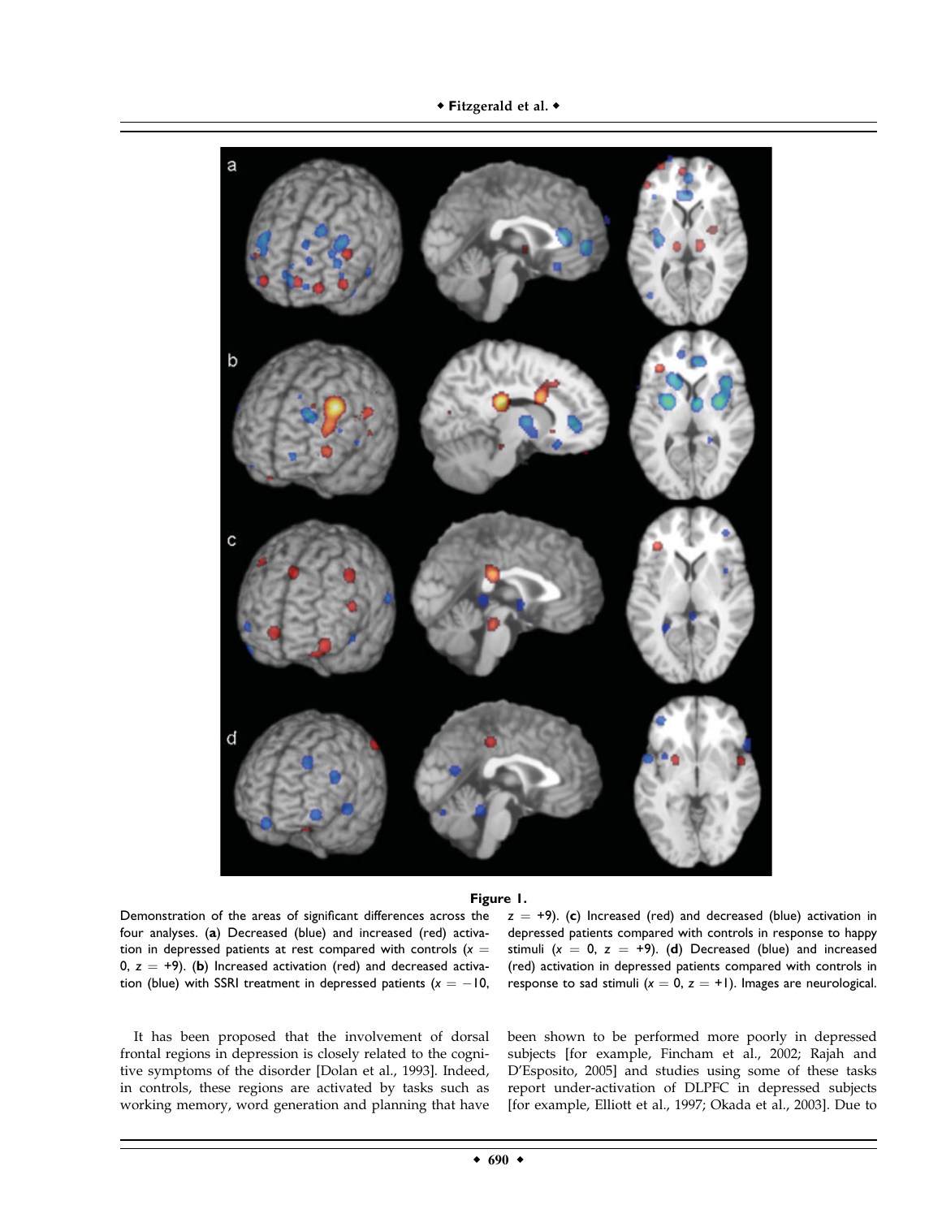**Figure 1.**

Demonstration of the areas of significant differences across the four analyses. (**a**) Decreased (blue) and increased (red) activation in depressed patients at rest compared with controls ($x = 0$, $z = +9$). (**b**) Increased activation (red) and decreased activation (blue) with SSRI treatment in depressed patients ($x = -10$, $z = +9$). (**c**) Increased (red) and decreased (blue) activation in depressed patients compared with controls in response to happy stimuli ($x = 0$, $z = +9$). (**d**) Decreased (blue) and increased (red) activation in depressed patients compared with controls in response to sad stimuli ($x = 0$, $z = +1$). Images are neurological.

It has been proposed that the involvement of dorsal frontal regions in depression is closely related to the cognitive symptoms of the disorder [Dolan et al., 1993]. Indeed, in controls, these regions are activated by tasks such as working memory, word generation and planning that have been shown to be performed more poorly in depressed subjects [for example, Fincham et al., 2002; Rajah and D'Esposito, 2005] and studies using some of these tasks report under-activation of DLPFC in depressed subjects [for example, Elliott et al., 1997; Okada et al., 2003]. Due to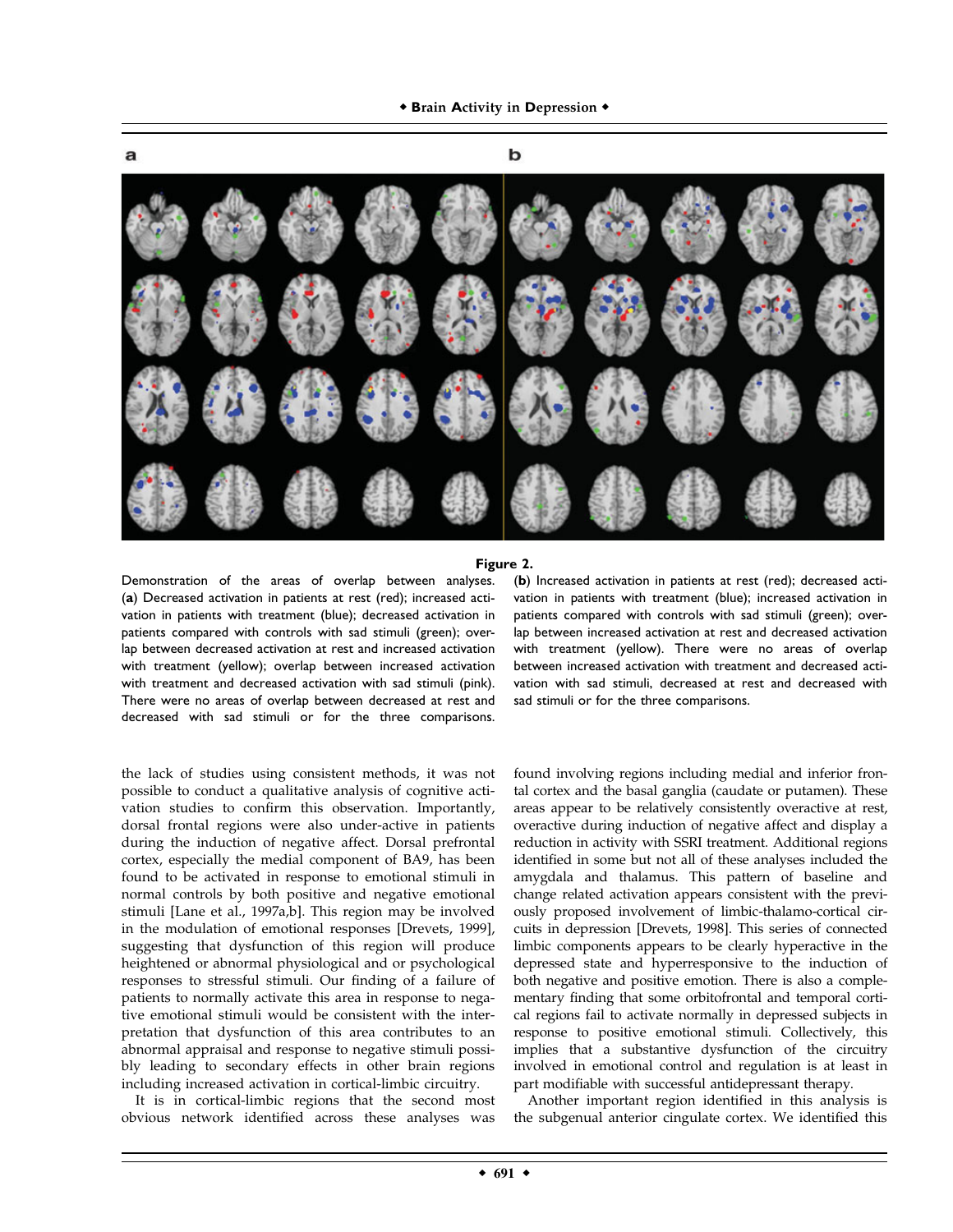**Figure 2.**

Demonstration of the areas of overlap between analyses. (**a**) Decreased activation in patients at rest (red); increased activation in patients with treatment (blue); decreased activation in patients compared with controls with sad stimuli (green); overlap between decreased activation at rest and increased activation with treatment (yellow); overlap between increased activation with treatment and decreased activation with sad stimuli (pink). There were no areas of overlap between decreased at rest and decreased with sad stimuli or for the three comparisons. (**b**) Increased activation in patients at rest (red); decreased activation in patients with treatment (blue); increased activation in patients compared with controls with sad stimuli (green); overlap between increased activation at rest and decreased activation with treatment (yellow). There were no areas of overlap between increased activation with treatment and decreased activation with sad stimuli, decreased at rest and decreased with sad stimuli or for the three comparisons.

the lack of studies using consistent methods, it was not possible to conduct a qualitative analysis of cognitive activation studies to confirm this observation. Importantly, dorsal frontal regions were also under-active in patients during the induction of negative affect. Dorsal prefrontal cortex, especially the medial component of BA9, has been found to be activated in response to emotional stimuli in normal controls by both positive and negative emotional stimuli [Lane et al., 1997a,b]. This region may be involved in the modulation of emotional responses [Drevets, 1999], suggesting that dysfunction of this region will produce heightened or abnormal physiological and or psychological responses to stressful stimuli. Our finding of a failure of patients to normally activate this area in response to negative emotional stimuli would be consistent with the interpretation that dysfunction of this area contributes to an abnormal appraisal and response to negative stimuli possibly leading to secondary effects in other brain regions including increased activation in cortical-limbic circuitry.

It is in cortical-limbic regions that the second most obvious network identified across these analyses was found involving regions including medial and inferior frontal cortex and the basal ganglia (caudate or putamen). These areas appear to be relatively consistently overactive at rest, overactive during induction of negative affect and display a reduction in activity with SSRI treatment. Additional regions identified in some but not all of these analyses included the amygdala and thalamus. This pattern of baseline and change related activation appears consistent with the previously proposed involvement of limbic-thalamo-cortical circuits in depression [Drevets, 1998]. This series of connected limbic components appears to be clearly hyperactive in the depressed state and hyperresponsive to the induction of both negative and positive emotion. There is also a complementary finding that some orbitofrontal and temporal cortical regions fail to activate normally in depressed subjects in response to positive emotional stimuli. Collectively, this implies that a substantive dysfunction of the circuitry involved in emotional control and regulation is at least in part modifiable with successful antidepressant therapy.

Another important region identified in this analysis is the subgenual anterior cingulate cortex. We identified this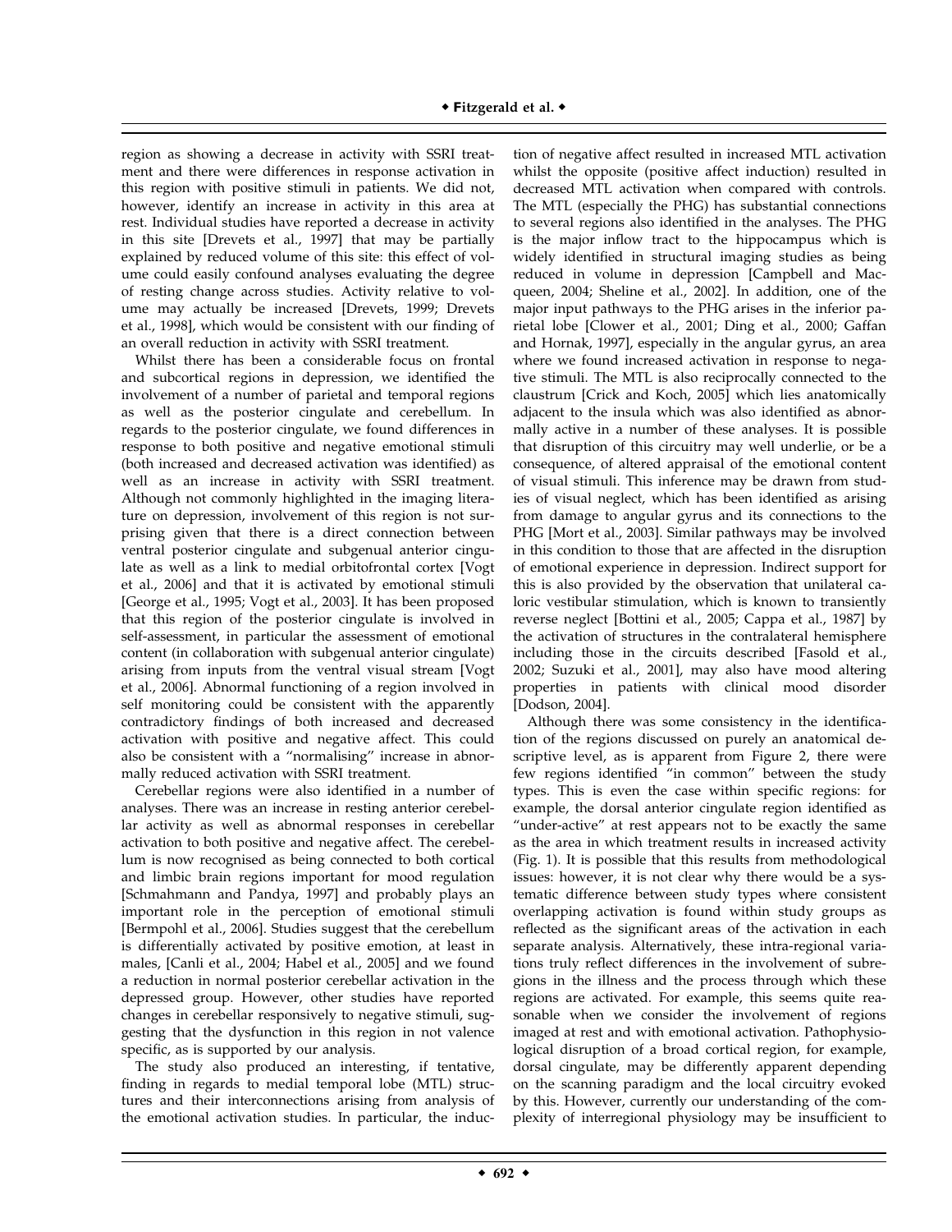region as showing a decrease in activity with SSRI treatment and there were differences in response activation in this region with positive stimuli in patients. We did not, however, identify an increase in activity in this area at rest. Individual studies have reported a decrease in activity in this site [Drevets et al., 1997] that may be partially explained by reduced volume of this site: this effect of volume could easily confound analyses evaluating the degree of resting change across studies. Activity relative to volume may actually be increased [Drevets, 1999; Drevets et al., 1998], which would be consistent with our finding of an overall reduction in activity with SSRI treatment.

Whilst there has been a considerable focus on frontal and subcortical regions in depression, we identified the involvement of a number of parietal and temporal regions as well as the posterior cingulate and cerebellum. In regards to the posterior cingulate, we found differences in response to both positive and negative emotional stimuli (both increased and decreased activation was identified) as well as an increase in activity with SSRI treatment. Although not commonly highlighted in the imaging literature on depression, involvement of this region is not surprising given that there is a direct connection between ventral posterior cingulate and subgenual anterior cingulate as well as a link to medial orbitofrontal cortex [Vogt et al., 2006] and that it is activated by emotional stimuli [George et al., 1995; Vogt et al., 2003]. It has been proposed that this region of the posterior cingulate is involved in self-assessment, in particular the assessment of emotional content (in collaboration with subgenual anterior cingulate) arising from inputs from the ventral visual stream [Vogt et al., 2006]. Abnormal functioning of a region involved in self monitoring could be consistent with the apparently contradictory findings of both increased and decreased activation with positive and negative affect. This could also be consistent with a "normalising" increase in abnormally reduced activation with SSRI treatment.

Cerebellar regions were also identified in a number of analyses. There was an increase in resting anterior cerebellar activity as well as abnormal responses in cerebellar activation to both positive and negative affect. The cerebellum is now recognised as being connected to both cortical and limbic brain regions important for mood regulation [Schmahmann and Pandya, 1997] and probably plays an important role in the perception of emotional stimuli [Bermpohl et al., 2006]. Studies suggest that the cerebellum is differentially activated by positive emotion, at least in males, [Canli et al., 2004; Habel et al., 2005] and we found a reduction in normal posterior cerebellar activation in the depressed group. However, other studies have reported changes in cerebellar responsively to negative stimuli, suggesting that the dysfunction in this region in not valence specific, as is supported by our analysis.

The study also produced an interesting, if tentative, finding in regards to medial temporal lobe (MTL) structures and their interconnections arising from analysis of the emotional activation studies. In particular, the induction of negative affect resulted in increased MTL activation whilst the opposite (positive affect induction) resulted in decreased MTL activation when compared with controls. The MTL (especially the PHG) has substantial connections to several regions also identified in the analyses. The PHG is the major inflow tract to the hippocampus which is widely identified in structural imaging studies as being reduced in volume in depression [Campbell and Macqueen, 2004; Sheline et al., 2002]. In addition, one of the major input pathways to the PHG arises in the inferior parietal lobe [Clower et al., 2001; Ding et al., 2000; Gaffan and Hornak, 1997], especially in the angular gyrus, an area where we found increased activation in response to negative stimuli. The MTL is also reciprocally connected to the claustrum [Crick and Koch, 2005] which lies anatomically adjacent to the insula which was also identified as abnormally active in a number of these analyses. It is possible that disruption of this circuitry may well underlie, or be a consequence, of altered appraisal of the emotional content of visual stimuli. This inference may be drawn from studies of visual neglect, which has been identified as arising from damage to angular gyrus and its connections to the PHG [Mort et al., 2003]. Similar pathways may be involved in this condition to those that are affected in the disruption of emotional experience in depression. Indirect support for this is also provided by the observation that unilateral caloric vestibular stimulation, which is known to transiently reverse neglect [Bottini et al., 2005; Cappa et al., 1987] by the activation of structures in the contralateral hemisphere including those in the circuits described [Fasold et al., 2002; Suzuki et al., 2001], may also have mood altering properties in patients with clinical mood disorder [Dodson, 2004].

Although there was some consistency in the identification of the regions discussed on purely an anatomical descriptive level, as is apparent from Figure 2, there were few regions identified "in common" between the study types. This is even the case within specific regions: for example, the dorsal anterior cingulate region identified as "under-active" at rest appears not to be exactly the same as the area in which treatment results in increased activity (Fig. 1). It is possible that this results from methodological issues: however, it is not clear why there would be a systematic difference between study types where consistent overlapping activation is found within study groups as reflected as the significant areas of the activation in each separate analysis. Alternatively, these intra-regional variations truly reflect differences in the involvement of subregions in the illness and the process through which these regions are activated. For example, this seems quite reasonable when we consider the involvement of regions imaged at rest and with emotional activation. Pathophysiological disruption of a broad cortical region, for example, dorsal cingulate, may be differently apparent depending on the scanning paradigm and the local circuitry evoked by this. However, currently our understanding of the complexity of interregional physiology may be insufficient to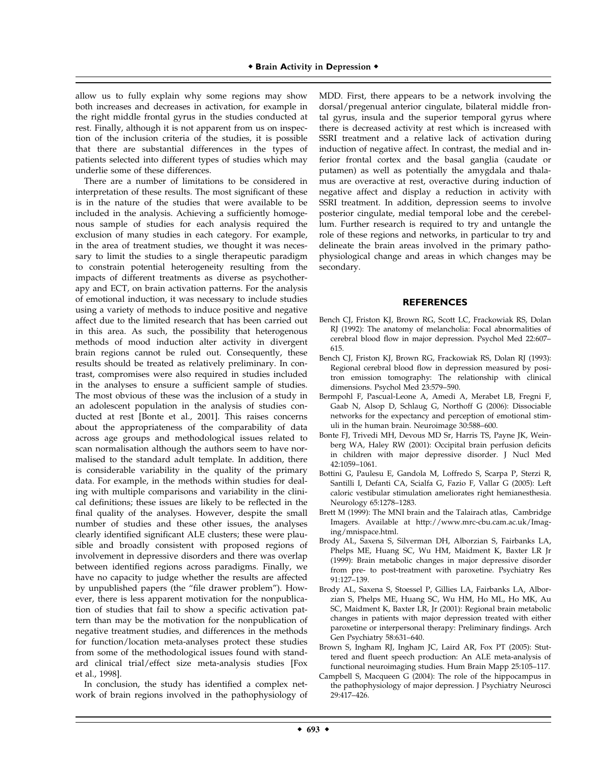allow us to fully explain why some regions may show both increases and decreases in activation, for example in the right middle frontal gyrus in the studies conducted at rest. Finally, although it is not apparent from us on inspection of the inclusion criteria of the studies, it is possible that there are substantial differences in the types of patients selected into different types of studies which may underlie some of these differences.

There are a number of limitations to be considered in interpretation of these results. The most significant of these is in the nature of the studies that were available to be included in the analysis. Achieving a sufficiently homogenous sample of studies for each analysis required the exclusion of many studies in each category. For example, in the area of treatment studies, we thought it was necessary to limit the studies to a single therapeutic paradigm to constrain potential heterogeneity resulting from the impacts of different treatments as diverse as psychotherapy and ECT, on brain activation patterns. For the analysis of emotional induction, it was necessary to include studies using a variety of methods to induce positive and negative affect due to the limited research that has been carried out in this area. As such, the possibility that heterogenous methods of mood induction alter activity in divergent brain regions cannot be ruled out. Consequently, these results should be treated as relatively preliminary. In contrast, compromises were also required in studies included in the analyses to ensure a sufficient sample of studies. The most obvious of these was the inclusion of a study in an adolescent population in the analysis of studies conducted at rest [Bonte et al., 2001]. This raises concerns about the appropriateness of the comparability of data across age groups and methodological issues related to scan normalisation although the authors seem to have normalised to the standard adult template. In addition, there is considerable variability in the quality of the primary data. For example, in the methods within studies for dealing with multiple comparisons and variability in the clinical definitions; these issues are likely to be reflected in the final quality of the analyses. However, despite the small number of studies and these other issues, the analyses clearly identified significant ALE clusters; these were plausible and broadly consistent with proposed regions of involvement in depressive disorders and there was overlap between identified regions across paradigms. Finally, we have no capacity to judge whether the results are affected by unpublished papers (the "file drawer problem"). However, there is less apparent motivation for the nonpublication of studies that fail to show a specific activation pattern than may be the motivation for the nonpublication of negative treatment studies, and differences in the methods for function/location meta-analyses protect these studies from some of the methodological issues found with standard clinical trial/effect size meta-analysis studies [Fox et al., 1998].

In conclusion, the study has identified a complex network of brain regions involved in the pathophysiology of MDD. First, there appears to be a network involving the dorsal/pregenual anterior cingulate, bilateral middle frontal gyrus, insula and the superior temporal gyrus where there is decreased activity at rest which is increased with SSRI treatment and a relative lack of activation during induction of negative affect. In contrast, the medial and inferior frontal cortex and the basal ganglia (caudate or putamen) as well as potentially the amygdala and thalamus are overactive at rest, overactive during induction of negative affect and display a reduction in activity with SSRI treatment. In addition, depression seems to involve posterior cingulate, medial temporal lobe and the cerebellum. Further research is required to try and untangle the role of these regions and networks, in particular to try and delineate the brain areas involved in the primary pathophysiological change and areas in which changes may be secondary.

## REFERENCES

Bench CJ, Friston KJ, Brown RG, Scott LC, Frackowiak RS, Dolan RJ (1992): The anatomy of melancholia: Focal abnormalities of cerebral blood flow in major depression. Psychol Med 22:607–615.

Bench CJ, Friston KJ, Brown RG, Frackowiak RS, Dolan RJ (1993): Regional cerebral blood flow in depression measured by positron emission tomography: The relationship with clinical dimensions. Psychol Med 23:579–590.

Bermpohl F, Pascual-Leone A, Amedi A, Merabet LB, Fregni F, Gaab N, Alsop D, Schlaug G, Northoff G (2006): Dissociable networks for the expectancy and perception of emotional stimuli in the human brain. Neuroimage 30:588–600.

Bonte FJ, Trivedi MH, Devous MD Sr, Harris TS, Payne JK, Weinberg WA, Haley RW (2001): Occipital brain perfusion deficits in children with major depressive disorder. J Nucl Med 42:1059–1061.

Bottini G, Paulesu E, Gandola M, Loffredo S, Scarpa P, Sterzi R, Santilli I, Defanti CA, Scialfa G, Fazio F, Vallar G (2005): Left caloric vestibular stimulation ameliorates right hemianesthesia. Neurology 65:1278–1283.

Brett M (1999): The MNI brain and the Talairach atlas, Cambridge Imagers. Available at http://www.mrc-cbu.cam.ac.uk/Imaging/mnispace.html.

Brody AL, Saxena S, Silverman DH, Alborzian S, Fairbanks LA, Phelps ME, Huang SC, Wu HM, Maidment K, Baxter LR Jr (1999): Brain metabolic changes in major depressive disorder from pre- to post-treatment with paroxetine. Psychiatry Res 91:127–139.

Brody AL, Saxena S, Stoessel P, Gillies LA, Fairbanks LA, Alborzian S, Phelps ME, Huang SC, Wu HM, Ho ML, Ho MK, Au SC, Maidment K, Baxter LR, Jr (2001): Regional brain metabolic changes in patients with major depression treated with either paroxetine or interpersonal therapy: Preliminary findings. Arch Gen Psychiatry 58:631–640.

Brown S, Ingham RJ, Ingham JC, Laird AR, Fox PT (2005): Stuttered and fluent speech production: An ALE meta-analysis of functional neuroimaging studies. Hum Brain Mapp 25:105–117.

Campbell S, Macqueen G (2004): The role of the hippocampus in the pathophysiology of major depression. J Psychiatry Neurosci 29:417–426.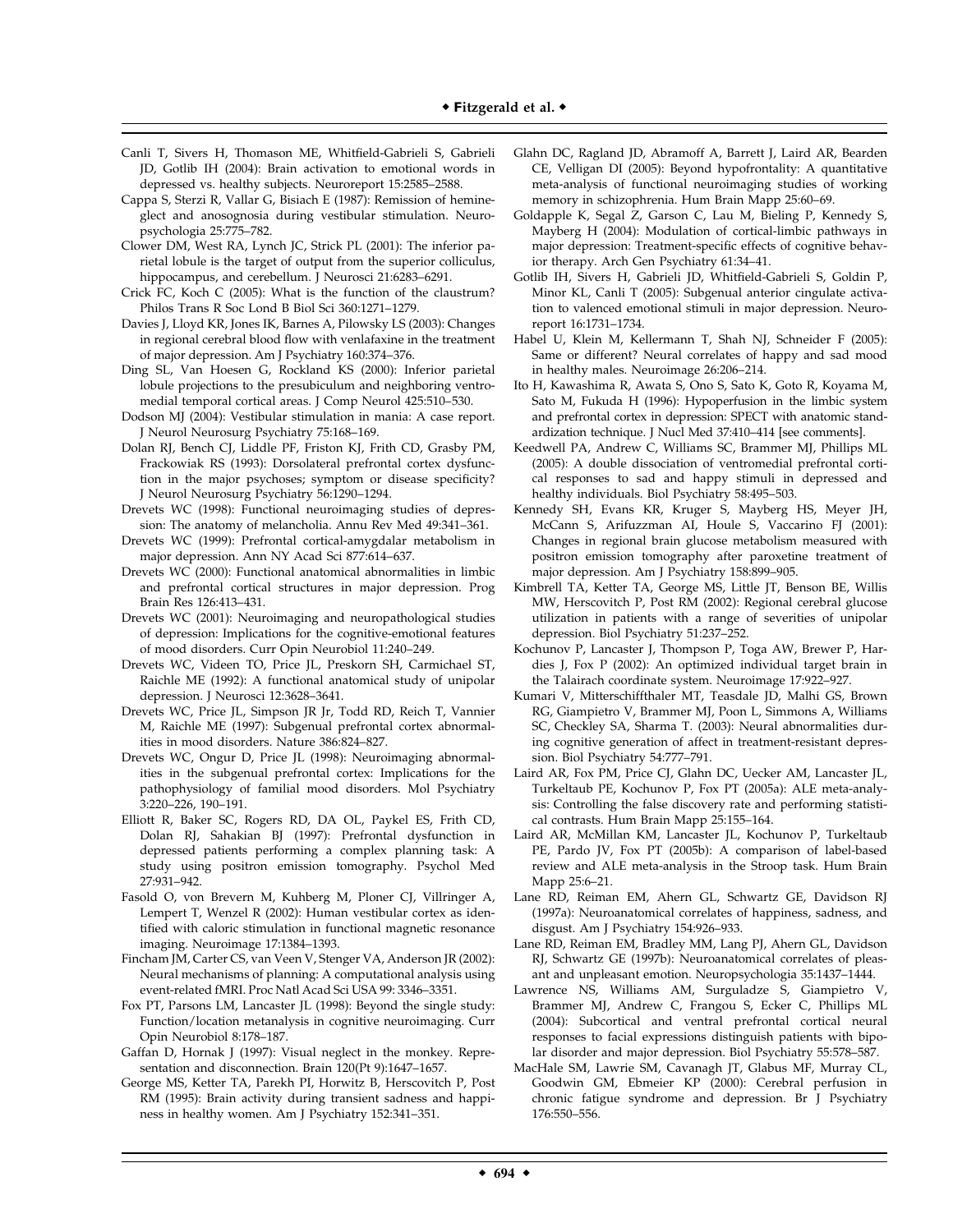Canli T, Sivers H, Thomason ME, Whitfield-Gabrieli S, Gabrieli JD, Gotlib IH (2004): Brain activation to emotional words in depressed vs. healthy subjects. Neuroreport 15:2585–2588.

Cappa S, Sterzi R, Vallar G, Bisiach E (1987): Remission of hemineglect and anosognosia during vestibular stimulation. Neuropsychologia 25:775–782.

Clower DM, West RA, Lynch JC, Strick PL (2001): The inferior parietal lobule is the target of output from the superior colliculus, hippocampus, and cerebellum. J Neurosci 21:6283–6291.

Crick FC, Koch C (2005): What is the function of the claustrum? Philos Trans R Soc Lond B Biol Sci 360:1271–1279.

Davies J, Lloyd KR, Jones IK, Barnes A, Pilowsky LS (2003): Changes in regional cerebral blood flow with venlafaxine in the treatment of major depression. Am J Psychiatry 160:374–376.

Ding SL, Van Hoesen G, Rockland KS (2000): Inferior parietal lobule projections to the presubiculum and neighboring ventromedial temporal cortical areas. J Comp Neurol 425:510–530.

Dodson MJ (2004): Vestibular stimulation in mania: A case report. J Neurol Neurosurg Psychiatry 75:168–169.

Dolan RJ, Bench CJ, Liddle PF, Friston KJ, Frith CD, Grasby PM, Frackowiak RS (1993): Dorsolateral prefrontal cortex dysfunction in the major psychoses; symptom or disease specificity? J Neurol Neurosurg Psychiatry 56:1290–1294.

Drevets WC (1998): Functional neuroimaging studies of depression: The anatomy of melancholia. Annu Rev Med 49:341–361.

Drevets WC (1999): Prefrontal cortical-amygdalar metabolism in major depression. Ann NY Acad Sci 877:614–637.

Drevets WC (2000): Functional anatomical abnormalities in limbic and prefrontal cortical structures in major depression. Prog Brain Res 126:413–431.

Drevets WC (2001): Neuroimaging and neuropathological studies of depression: Implications for the cognitive-emotional features of mood disorders. Curr Opin Neurobiol 11:240–249.

Drevets WC, Videen TO, Price JL, Preskorn SH, Carmichael ST, Raichle ME (1992): A functional anatomical study of unipolar depression. J Neurosci 12:3628–3641.

Drevets WC, Price JL, Simpson JR Jr, Todd RD, Reich T, Vannier M, Raichle ME (1997): Subgenual prefrontal cortex abnormalities in mood disorders. Nature 386:824–827.

Drevets WC, Ongur D, Price JL (1998): Neuroimaging abnormalities in the subgenual prefrontal cortex: Implications for the pathophysiology of familial mood disorders. Mol Psychiatry 3:220–226, 190–191.

Elliott R, Baker SC, Rogers RD, DA OL, Paykel ES, Frith CD, Dolan RJ, Sahakian BJ (1997): Prefrontal dysfunction in depressed patients performing a complex planning task: A study using positron emission tomography. Psychol Med 27:931–942.

Fasold O, von Brevern M, Kuhberg M, Ploner CJ, Villringer A, Lempert T, Wenzel R (2002): Human vestibular cortex as identified with caloric stimulation in functional magnetic resonance imaging. Neuroimage 17:1384–1393.

Fincham JM, Carter CS, van Veen V, Stenger VA, Anderson JR (2002): Neural mechanisms of planning: A computational analysis using event-related fMRI. Proc Natl Acad Sci USA 99: 3346–3351.

Fox PT, Parsons LM, Lancaster JL (1998): Beyond the single study: Function/location metanalysis in cognitive neuroimaging. Curr Opin Neurobiol 8:178–187.

Gaffan D, Hornak J (1997): Visual neglect in the monkey. Representation and disconnection. Brain 120(Pt 9):1647–1657.

George MS, Ketter TA, Parekh PI, Horwitz B, Herscovitch P, Post RM (1995): Brain activity during transient sadness and happiness in healthy women. Am J Psychiatry 152:341–351.

Glahn DC, Ragland JD, Abramoff A, Barrett J, Laird AR, Bearden CE, Velligan DI (2005): Beyond hypofrontality: A quantitative meta-analysis of functional neuroimaging studies of working memory in schizophrenia. Hum Brain Mapp 25:60–69.

Goldapple K, Segal Z, Garson C, Lau M, Bieling P, Kennedy S, Mayberg H (2004): Modulation of cortical-limbic pathways in major depression: Treatment-specific effects of cognitive behavior therapy. Arch Gen Psychiatry 61:34–41.

Gotlib IH, Sivers H, Gabrieli JD, Whitfield-Gabrieli S, Goldin P, Minor KL, Canli T (2005): Subgenual anterior cingulate activation to valenced emotional stimuli in major depression. Neuroreport 16:1731–1734.

Habel U, Klein M, Kellermann T, Shah NJ, Schneider F (2005): Same or different? Neural correlates of happy and sad mood in healthy males. Neuroimage 26:206–214.

Ito H, Kawashima R, Awata S, Ono S, Sato K, Goto R, Koyama M, Sato M, Fukuda H (1996): Hypoperfusion in the limbic system and prefrontal cortex in depression: SPECT with anatomic standardization technique. J Nucl Med 37:410–414 [see comments].

Keedwell PA, Andrew C, Williams SC, Brammer MJ, Phillips ML (2005): A double dissociation of ventromedial prefrontal cortical responses to sad and happy stimuli in depressed and healthy individuals. Biol Psychiatry 58:495–503.

Kennedy SH, Evans KR, Kruger S, Mayberg HS, Meyer JH, McCann S, Arifuzzman AI, Houle S, Vaccarino FJ (2001): Changes in regional brain glucose metabolism measured with positron emission tomography after paroxetine treatment of major depression. Am J Psychiatry 158:899–905.

Kimbrell TA, Ketter TA, George MS, Little JT, Benson BE, Willis MW, Herscovitch P, Post RM (2002): Regional cerebral glucose utilization in patients with a range of severities of unipolar depression. Biol Psychiatry 51:237–252.

Kochunov P, Lancaster J, Thompson P, Toga AW, Brewer P, Hardies J, Fox P (2002): An optimized individual target brain in the Talairach coordinate system. Neuroimage 17:922–927.

Kumari V, Mitterschiffthaler MT, Teasdale JD, Malhi GS, Brown RG, Giampietro V, Brammer MJ, Poon L, Simmons A, Williams SC, Checkley SA, Sharma T. (2003): Neural abnormalities during cognitive generation of affect in treatment-resistant depression. Biol Psychiatry 54:777–791.

Laird AR, Fox PM, Price CJ, Glahn DC, Uecker AM, Lancaster JL, Turkeltaub PE, Kochunov P, Fox PT (2005a): ALE meta-analysis: Controlling the false discovery rate and performing statistical contrasts. Hum Brain Mapp 25:155–164.

Laird AR, McMillan KM, Lancaster JL, Kochunov P, Turkeltaub PE, Pardo JV, Fox PT (2005b): A comparison of label-based review and ALE meta-analysis in the Stroop task. Hum Brain Mapp 25:6–21.

Lane RD, Reiman EM, Ahern GL, Schwartz GE, Davidson RJ (1997a): Neuroanatomical correlates of happiness, sadness, and disgust. Am J Psychiatry 154:926–933.

Lane RD, Reiman EM, Bradley MM, Lang PJ, Ahern GL, Davidson RJ, Schwartz GE (1997b): Neuroanatomical correlates of pleasant and unpleasant emotion. Neuropsychologia 35:1437–1444.

Lawrence NS, Williams AM, Surguladze S, Giampietro V, Brammer MJ, Andrew C, Frangou S, Ecker C, Phillips ML (2004): Subcortical and ventral prefrontal cortical neural responses to facial expressions distinguish patients with bipolar disorder and major depression. Biol Psychiatry 55:578–587.

MacHale SM, Lawrie SM, Cavanagh JT, Glabus MF, Murray CL, Goodwin GM, Ebmeier KP (2000): Cerebral perfusion in chronic fatigue syndrome and depression. Br J Psychiatry 176:550–556.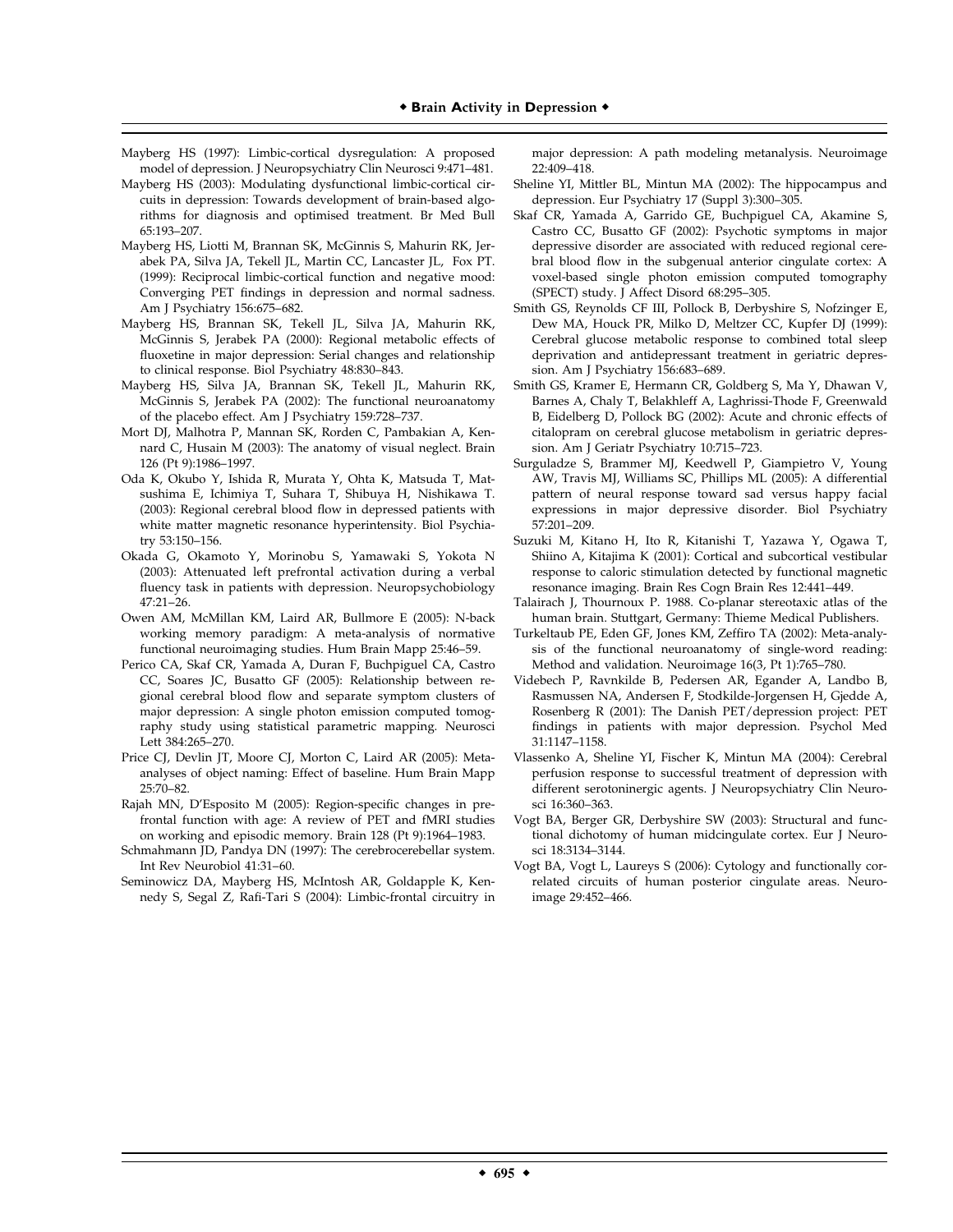Mayberg HS (1997): Limbic-cortical dysregulation: A proposed model of depression. J Neuropsychiatry Clin Neurosci 9:471–481.

Mayberg HS (2003): Modulating dysfunctional limbic-cortical circuits in depression: Towards development of brain-based algorithms for diagnosis and optimised treatment. Br Med Bull 65:193–207.

Mayberg HS, Liotti M, Brannan SK, McGinnis S, Mahurin RK, Jerabek PA, Silva JA, Tekell JL, Martin CC, Lancaster JL, Fox PT. (1999): Reciprocal limbic-cortical function and negative mood: Converging PET findings in depression and normal sadness. Am J Psychiatry 156:675–682.

Mayberg HS, Brannan SK, Tekell JL, Silva JA, Mahurin RK, McGinnis S, Jerabek PA (2000): Regional metabolic effects of fluoxetine in major depression: Serial changes and relationship to clinical response. Biol Psychiatry 48:830–843.

Mayberg HS, Silva JA, Brannan SK, Tekell JL, Mahurin RK, McGinnis S, Jerabek PA (2002): The functional neuroanatomy of the placebo effect. Am J Psychiatry 159:728–737.

Mort DJ, Malhotra P, Mannan SK, Rorden C, Pambakian A, Kennard C, Husain M (2003): The anatomy of visual neglect. Brain 126 (Pt 9):1986–1997.

Oda K, Okubo Y, Ishida R, Murata Y, Ohta K, Matsuda T, Matsushima E, Ichimiya T, Suhara T, Shibuya H, Nishikawa T. (2003): Regional cerebral blood flow in depressed patients with white matter magnetic resonance hyperintensity. Biol Psychiatry 53:150–156.

Okada G, Okamoto Y, Morinobu S, Yamawaki S, Yokota N (2003): Attenuated left prefrontal activation during a verbal fluency task in patients with depression. Neuropsychobiology 47:21–26.

Owen AM, McMillan KM, Laird AR, Bullmore E (2005): N-back working memory paradigm: A meta-analysis of normative functional neuroimaging studies. Hum Brain Mapp 25:46–59.

Perico CA, Skaf CR, Yamada A, Duran F, Buchpiguel CA, Castro CC, Soares JC, Busatto GF (2005): Relationship between regional cerebral blood flow and separate symptom clusters of major depression: A single photon emission computed tomography study using statistical parametric mapping. Neurosci Lett 384:265–270.

Price CJ, Devlin JT, Moore CJ, Morton C, Laird AR (2005): Meta-analyses of object naming: Effect of baseline. Hum Brain Mapp 25:70–82.

Rajah MN, D'Esposito M (2005): Region-specific changes in prefrontal function with age: A review of PET and fMRI studies on working and episodic memory. Brain 128 (Pt 9):1964–1983.

Schmahmann JD, Pandya DN (1997): The cerebrocerebellar system. Int Rev Neurobiol 41:31–60.

Seminowicz DA, Mayberg HS, McIntosh AR, Goldapple K, Kennedy S, Segal Z, Rafi-Tari S (2004): Limbic-frontal circuitry in major depression: A path modeling metanalysis. Neuroimage 22:409–418.

Sheline YI, Mittler BL, Mintun MA (2002): The hippocampus and depression. Eur Psychiatry 17 (Suppl 3):300–305.

Skaf CR, Yamada A, Garrido GE, Buchpiguel CA, Akamine S, Castro CC, Busatto GF (2002): Psychotic symptoms in major depressive disorder are associated with reduced regional cerebral blood flow in the subgenual anterior cingulate cortex: A voxel-based single photon emission computed tomography (SPECT) study. J Affect Disord 68:295–305.

Smith GS, Reynolds CF III, Pollock B, Derbyshire S, Nofzinger E, Dew MA, Houck PR, Milko D, Meltzer CC, Kupfer DJ (1999): Cerebral glucose metabolic response to combined total sleep deprivation and antidepressant treatment in geriatric depression. Am J Psychiatry 156:683–689.

Smith GS, Kramer E, Hermann CR, Goldberg S, Ma Y, Dhawan V, Barnes A, Chaly T, Belakhleff A, Laghrissi-Thode F, Greenwald B, Eidelberg D, Pollock BG (2002): Acute and chronic effects of citalopram on cerebral glucose metabolism in geriatric depression. Am J Geriatr Psychiatry 10:715–723.

Surguladze S, Brammer MJ, Keedwell P, Giampietro V, Young AW, Travis MJ, Williams SC, Phillips ML (2005): A differential pattern of neural response toward sad versus happy facial expressions in major depressive disorder. Biol Psychiatry 57:201–209.

Suzuki M, Kitano H, Ito R, Kitanishi T, Yazawa Y, Ogawa T, Shiino A, Kitajima K (2001): Cortical and subcortical vestibular response to caloric stimulation detected by functional magnetic resonance imaging. Brain Res Cogn Brain Res 12:441–449.

Talairach J, Thournoux P. 1988. Co-planar stereotaxic atlas of the human brain. Stuttgart, Germany: Thieme Medical Publishers.

Turkeltaub PE, Eden GF, Jones KM, Zeffiro TA (2002): Meta-analysis of the functional neuroanatomy of single-word reading: Method and validation. Neuroimage 16(3, Pt 1):765–780.

Videbech P, Ravnkilde B, Pedersen AR, Egander A, Landbo B, Rasmussen NA, Andersen F, Stodkilde-Jorgensen H, Gjedde A, Rosenberg R (2001): The Danish PET/depression project: PET findings in patients with major depression. Psychol Med 31:1147–1158.

Vlassenko A, Sheline YI, Fischer K, Mintun MA (2004): Cerebral perfusion response to successful treatment of depression with different serotoninergic agents. J Neuropsychiatry Clin Neurosci 16:360–363.

Vogt BA, Berger GR, Derbyshire SW (2003): Structural and functional dichotomy of human midcingulate cortex. Eur J Neurosci 18:3134–3144.

Vogt BA, Vogt L, Laureys S (2006): Cytology and functionally correlated circuits of human posterior cingulate areas. Neuroimage 29:452–466.